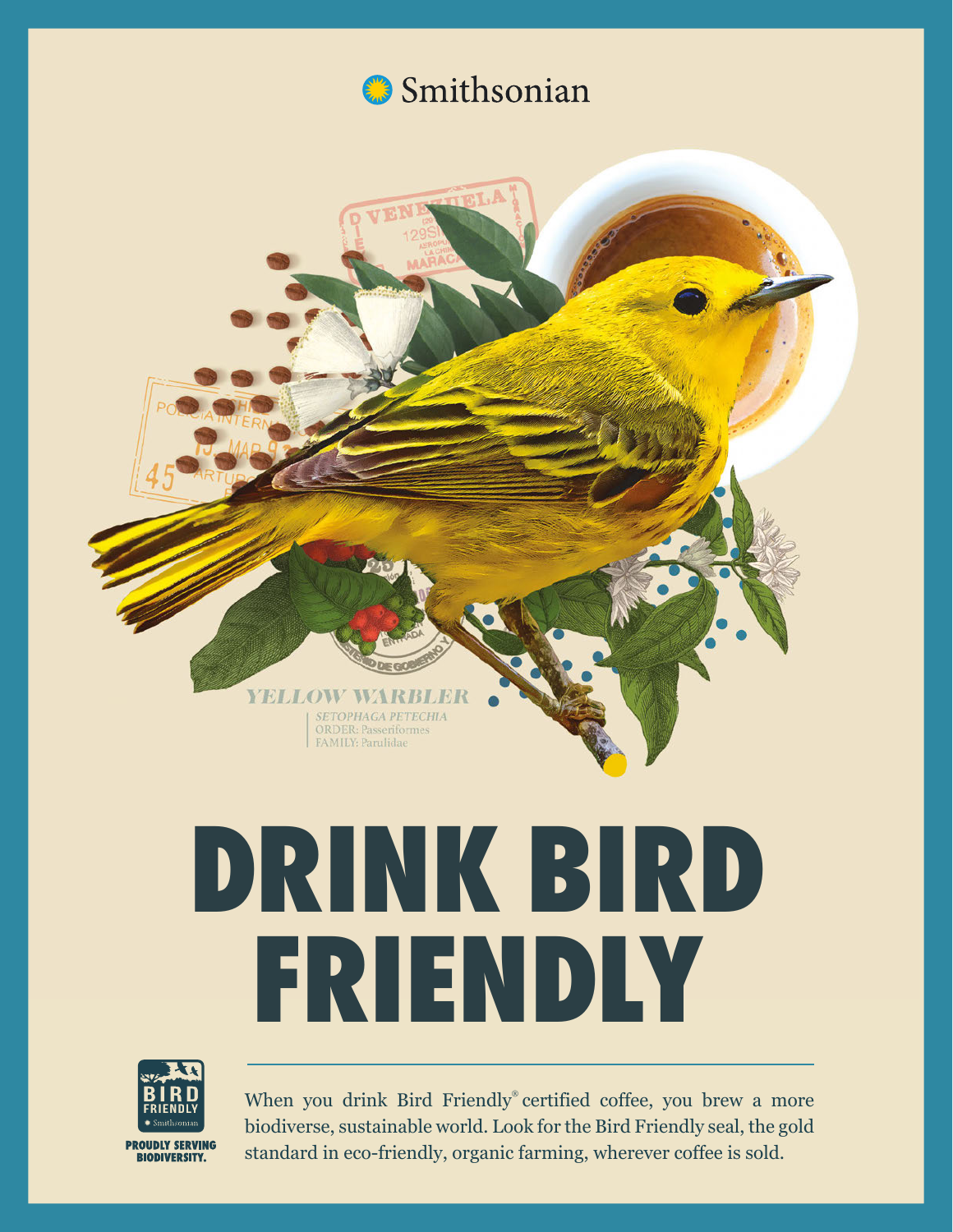Smithsonian

YELLOW WARBLER

*SETOPHAGA PETECHIA*
ORDER: Passeriformes
FAMILY: Parulidae

# DRINK BIRD FRIENDLY

BIRD FRIENDLY
Smithsonian

**PROUDLY SERVING BIODIVERSITY.**

When you drink Bird Friendly® certified coffee, you brew a more biodiverse, sustainable world. Look for the Bird Friendly seal, the gold standard in eco-friendly, organic farming, wherever coffee is sold.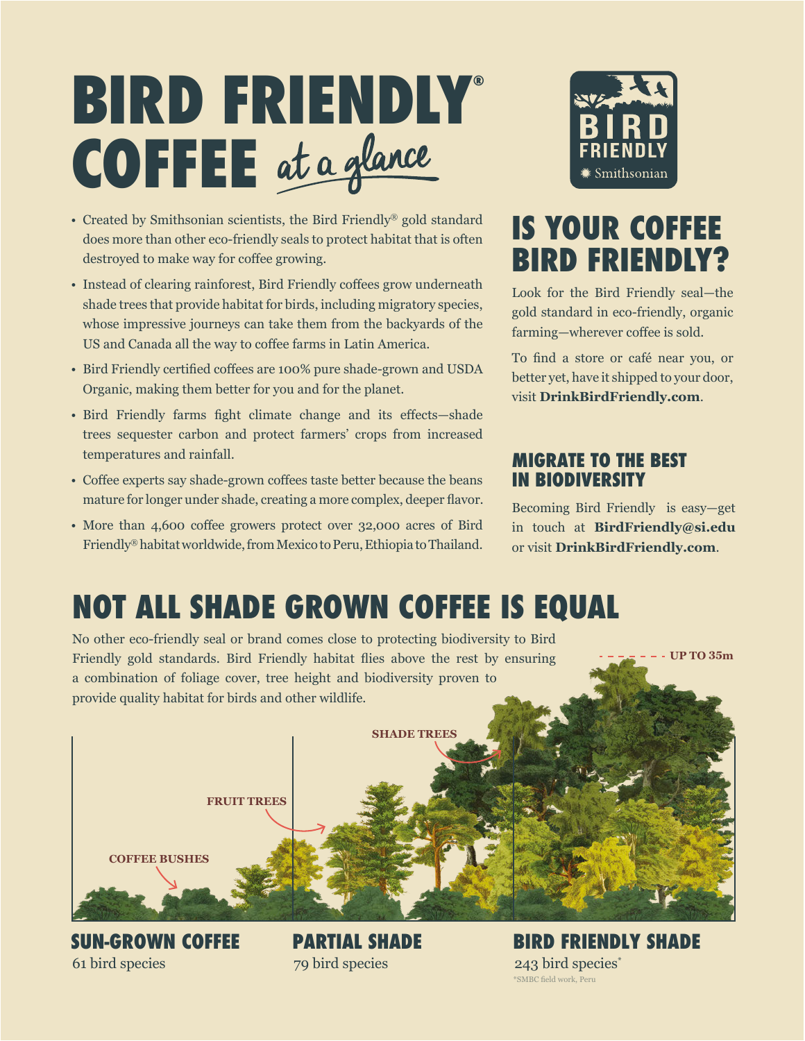# BIRD FRIENDLY® COFFEE *at a glance*

BIRD FRIENDLY
Smithsonian

- Created by Smithsonian scientists, the Bird Friendly® gold standard does more than other eco-friendly seals to protect habitat that is often destroyed to make way for coffee growing.
- Instead of clearing rainforest, Bird Friendly coffees grow underneath shade trees that provide habitat for birds, including migratory species, whose impressive journeys can take them from the backyards of the US and Canada all the way to coffee farms in Latin America.
- Bird Friendly certified coffees are 100% pure shade-grown and USDA Organic, making them better for you and for the planet.
- Bird Friendly farms fight climate change and its effects—shade trees sequester carbon and protect farmers' crops from increased temperatures and rainfall.
- Coffee experts say shade-grown coffees taste better because the beans mature for longer under shade, creating a more complex, deeper flavor.
- More than 4,600 coffee growers protect over 32,000 acres of Bird Friendly® habitat worldwide, from Mexico to Peru, Ethiopia to Thailand.

## IS YOUR COFFEE BIRD FRIENDLY?

Look for the Bird Friendly seal—the gold standard in eco-friendly, organic farming—wherever coffee is sold.

To find a store or café near you, or better yet, have it shipped to your door, visit **DrinkBirdFriendly.com**.

### MIGRATE TO THE BEST IN BIODIVERSITY

Becoming Bird Friendly is easy—get in touch at **BirdFriendly@si.edu** or visit **DrinkBirdFriendly.com**.

## NOT ALL SHADE GROWN COFFEE IS EQUAL

No other eco-friendly seal or brand comes close to protecting biodiversity to Bird Friendly gold standards. Bird Friendly habitat flies above the rest by ensuring a combination of foliage cover, tree height and biodiversity proven to provide quality habitat for birds and other wildlife.

UP TO 35m

SHADE TREES

FRUIT TREES

COFFEE BUSHES

**SUN-GROWN COFFEE**
61 bird species

**PARTIAL SHADE**
79 bird species

**BIRD FRIENDLY SHADE**
243 bird species*

*SMBC field work, Peru